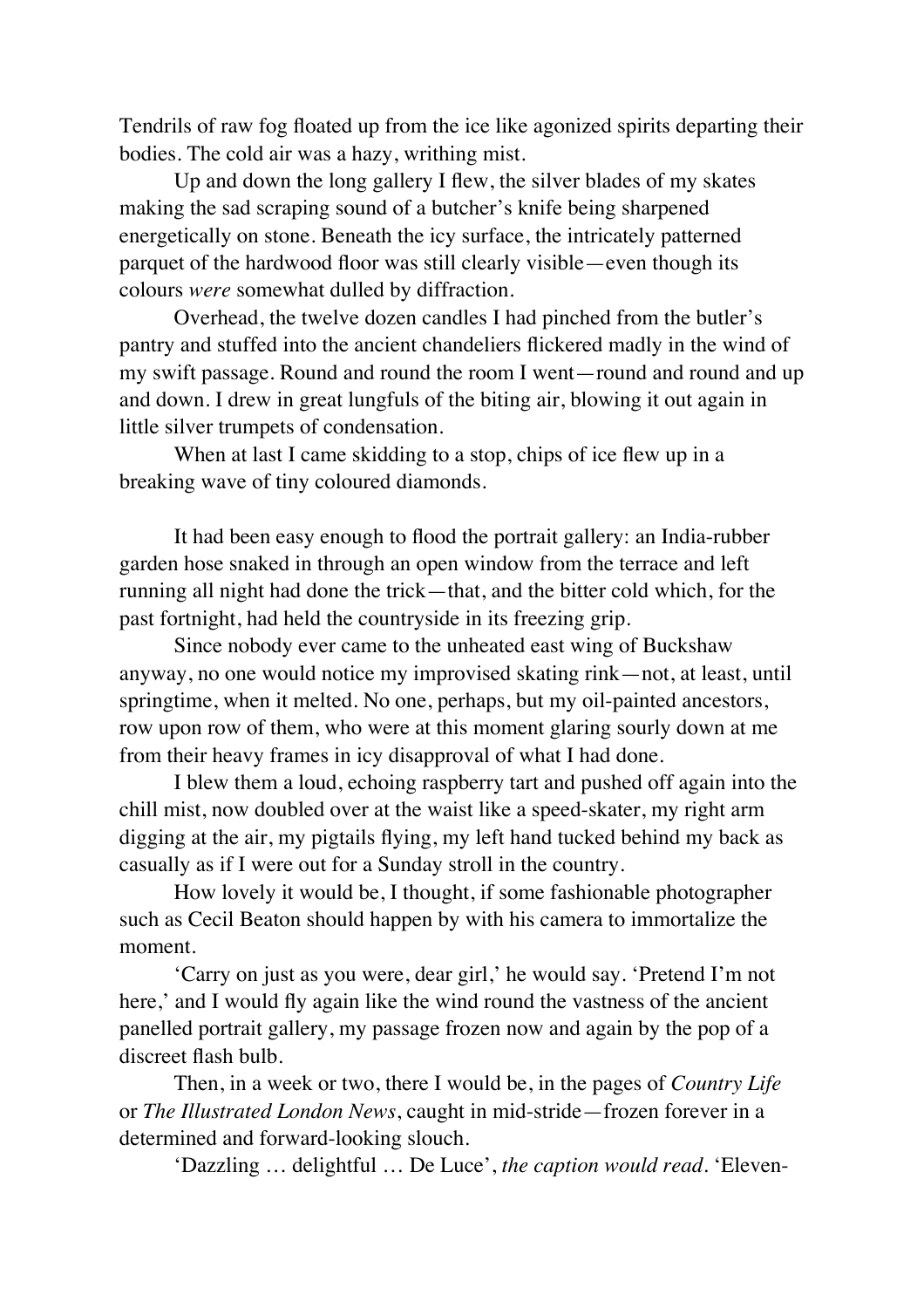Tendrils of raw fog floated up from the ice like agonized spirits departing their bodies. The cold air was a hazy, writhing mist.

Up and down the long gallery I flew, the silver blades of my skates making the sad scraping sound of a butcher's knife being sharpened energetically on stone. Beneath the icy surface, the intricately patterned parquet of the hardwood floor was still clearly visible—even though its colours *were* somewhat dulled by diffraction.

Overhead, the twelve dozen candles I had pinched from the butler's pantry and stuffed into the ancient chandeliers flickered madly in the wind of my swift passage. Round and round the room I went—round and round and up and down. I drew in great lungfuls of the biting air, blowing it out again in little silver trumpets of condensation.

When at last I came skidding to a stop, chips of ice flew up in a breaking wave of tiny coloured diamonds.

It had been easy enough to flood the portrait gallery: an India-rubber garden hose snaked in through an open window from the terrace and left running all night had done the trick—that, and the bitter cold which, for the past fortnight, had held the countryside in its freezing grip.

Since nobody ever came to the unheated east wing of Buckshaw anyway, no one would notice my improvised skating rink—not, at least, until springtime, when it melted. No one, perhaps, but my oil-painted ancestors, row upon row of them, who were at this moment glaring sourly down at me from their heavy frames in icy disapproval of what I had done.

I blew them a loud, echoing raspberry tart and pushed off again into the chill mist, now doubled over at the waist like a speed-skater, my right arm digging at the air, my pigtails flying, my left hand tucked behind my back as casually as if I were out for a Sunday stroll in the country.

How lovely it would be, I thought, if some fashionable photographer such as Cecil Beaton should happen by with his camera to immortalize the moment.

'Carry on just as you were, dear girl,' he would say. 'Pretend I'm not here,' and I would fly again like the wind round the vastness of the ancient panelled portrait gallery, my passage frozen now and again by the pop of a discreet flash bulb.

Then, in a week or two, there I would be, in the pages of *Country Life* or *The Illustrated London News*, caught in mid-stride—frozen forever in a determined and forward-looking slouch.

'Dazzling … delightful … De Luce', *the caption would read*. 'Eleven-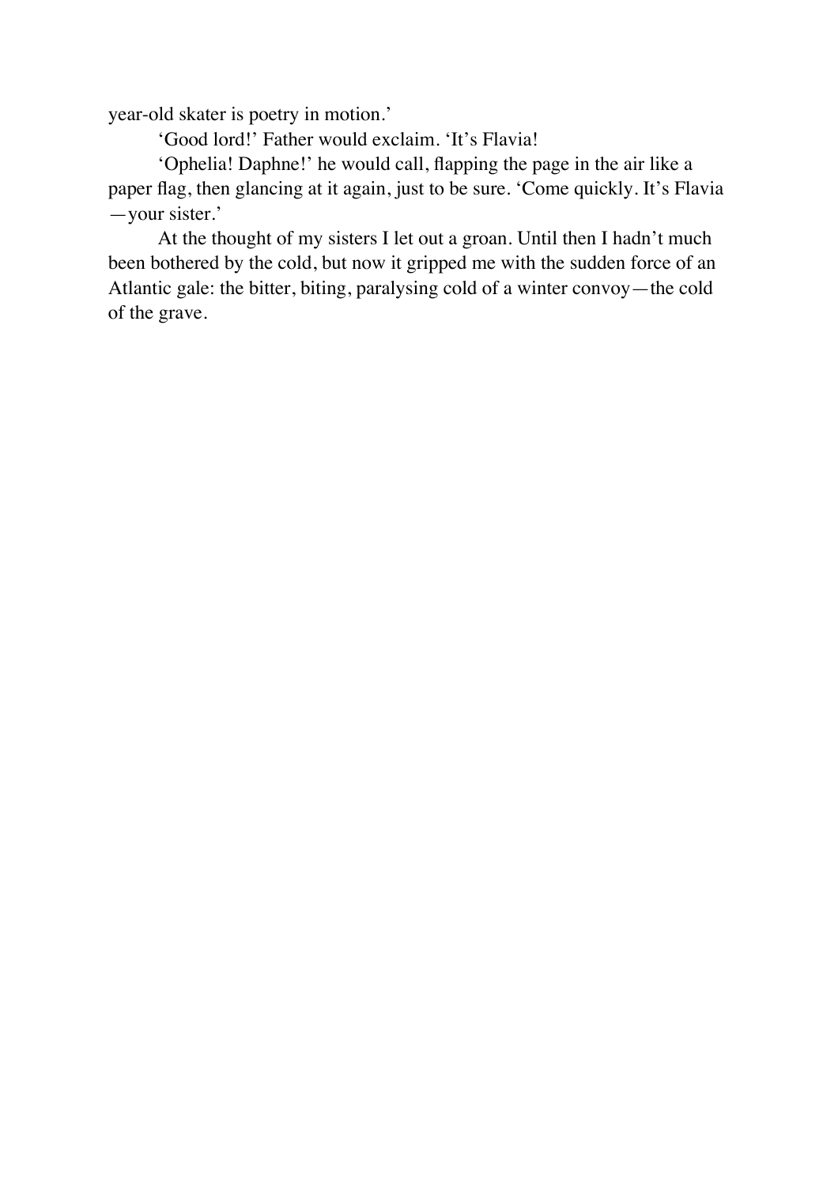year-old skater is poetry in motion.'

'Good lord!' Father would exclaim. 'It's Flavia!

'Ophelia! Daphne!' he would call, flapping the page in the air like a paper flag, then glancing at it again, just to be sure. 'Come quickly. It's Flavia—your sister.'

At the thought of my sisters I let out a groan. Until then I hadn't much been bothered by the cold, but now it gripped me with the sudden force of an Atlantic gale: the bitter, biting, paralysing cold of a winter convoy—the cold of the grave.